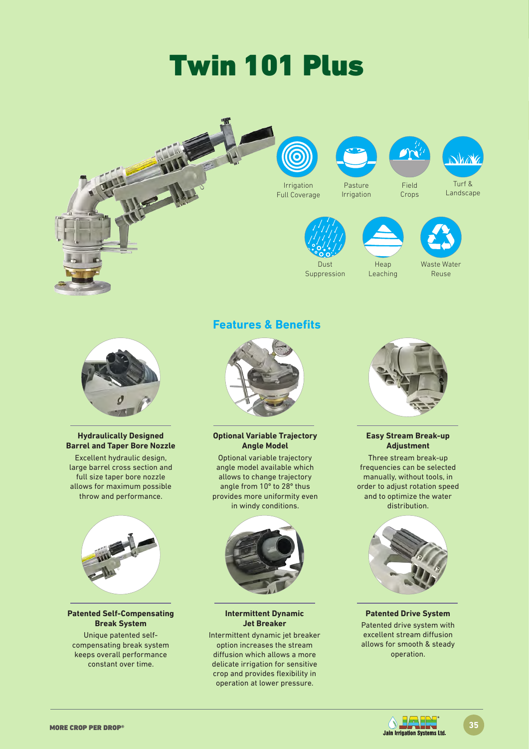# Twin 101 Plus

Irrigation Full Coverage

Pasture Irrigation

Field Crops

Turf & Landscape

Dust Suppression

Heap Leaching

Waste Water Reuse

## Features & Benefits

### Hydraulically Designed Barrel and Taper Bore Nozzle

Excellent hydraulic design, large barrel cross section and full size taper bore nozzle allows for maximum possible throw and performance.

### Optional Variable Trajectory Angle Model

Optional variable trajectory angle model available which allows to change trajectory angle from 10° to 28° thus provides more uniformity even in windy conditions.

### Easy Stream Break-up Adjustment

Three stream break-up frequencies can be selected manually, without tools, in order to adjust rotation speed and to optimize the water distribution.

### Patented Self-Compensating Break System

Unique patented self-compensating break system keeps overall performance constant over time.

### Intermittent Dynamic Jet Breaker

Intermittent dynamic jet breaker option increases the stream diffusion which allows a more delicate irrigation for sensitive crop and provides flexibility in operation at lower pressure.

### Patented Drive System

Patented drive system with excellent stream diffusion allows for smooth & steady operation.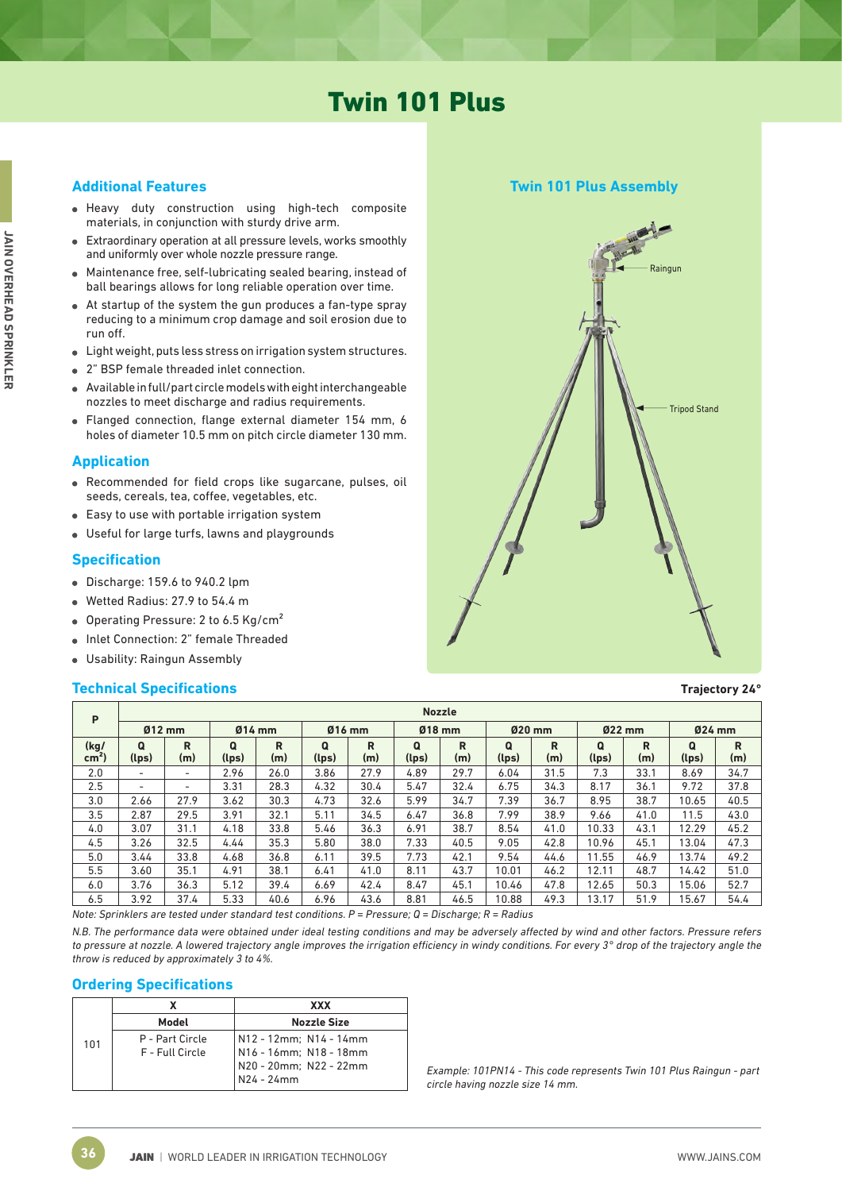# Twin 101 Plus

## Additional Features

- Heavy duty construction using high-tech composite materials, in conjunction with sturdy drive arm.
- Extraordinary operation at all pressure levels, works smoothly and uniformly over whole nozzle pressure range.
- Maintenance free, self-lubricating sealed bearing, instead of ball bearings allows for long reliable operation over time.
- At startup of the system the gun produces a fan-type spray reducing to a minimum crop damage and soil erosion due to run off.
- Light weight, puts less stress on irrigation system structures.
- 2" BSP female threaded inlet connection.
- Available in full/part circle models with eight interchangeable nozzles to meet discharge and radius requirements.
- Flanged connection, flange external diameter 154 mm, 6 holes of diameter 10.5 mm on pitch circle diameter 130 mm.

## Application

- Recommended for field crops like sugarcane, pulses, oil seeds, cereals, tea, coffee, vegetables, etc.
- Easy to use with portable irrigation system
- Useful for large turfs, lawns and playgrounds

## Specification

- Discharge: 159.6 to 940.2 lpm
- Wetted Radius: 27.9 to 54.4 m
- Operating Pressure: 2 to 6.5 Kg/cm$^2$
- Inlet Connection: 2" female Threaded
- Usability: Raingun Assembly

## Twin 101 Plus Assembly

Raingun

Tripod Stand

## Technical Specifications

**Trajectory 24°**

| P | Nozzle | | | | | | | | | | | | | |
|---|---|---|---|---|---|---|---|---|---|---|---|---|---|---|
| | Ø12 mm | | Ø14 mm | | Ø16 mm | | Ø18 mm | | Ø20 mm | | Ø22 mm | | Ø24 mm | |
| (kg/cm$^2$) | Q (lps) | R (m) | Q (lps) | R (m) | Q (lps) | R (m) | Q (lps) | R (m) | Q (lps) | R (m) | Q (lps) | R (m) | Q (lps) | R (m) |
| 2.0 | - | - | 2.96 | 26.0 | 3.86 | 27.9 | 4.89 | 29.7 | 6.04 | 31.5 | 7.3 | 33.1 | 8.69 | 34.7 |
| 2.5 | - | - | 3.31 | 28.3 | 4.32 | 30.4 | 5.47 | 32.4 | 6.75 | 34.3 | 8.17 | 36.1 | 9.72 | 37.8 |
| 3.0 | 2.66 | 27.9 | 3.62 | 30.3 | 4.73 | 32.6 | 5.99 | 34.7 | 7.39 | 36.7 | 8.95 | 38.7 | 10.65 | 40.5 |
| 3.5 | 2.87 | 29.5 | 3.91 | 32.1 | 5.11 | 34.5 | 6.47 | 36.8 | 7.99 | 38.9 | 9.66 | 41.0 | 11.5 | 43.0 |
| 4.0 | 3.07 | 31.1 | 4.18 | 33.8 | 5.46 | 36.3 | 6.91 | 38.7 | 8.54 | 41.0 | 10.33 | 43.1 | 12.29 | 45.2 |
| 4.5 | 3.26 | 32.5 | 4.44 | 35.3 | 5.80 | 38.0 | 7.33 | 40.5 | 9.05 | 42.8 | 10.96 | 45.1 | 13.04 | 47.3 |
| 5.0 | 3.44 | 33.8 | 4.68 | 36.8 | 6.11 | 39.5 | 7.73 | 42.1 | 9.54 | 44.6 | 11.55 | 46.9 | 13.74 | 49.2 |
| 5.5 | 3.60 | 35.1 | 4.91 | 38.1 | 6.41 | 41.0 | 8.11 | 43.7 | 10.01 | 46.2 | 12.11 | 48.7 | 14.42 | 51.0 |
| 6.0 | 3.76 | 36.3 | 5.12 | 39.4 | 6.69 | 42.4 | 8.47 | 45.1 | 10.46 | 47.8 | 12.65 | 50.3 | 15.06 | 52.7 |
| 6.5 | 3.92 | 37.4 | 5.33 | 40.6 | 6.96 | 43.6 | 8.81 | 46.5 | 10.88 | 49.3 | 13.17 | 51.9 | 15.67 | 54.4 |

*Note: Sprinklers are tested under standard test conditions. P = Pressure; Q = Discharge; R = Radius*

*N.B. The performance data were obtained under ideal testing conditions and may be adversely affected by wind and other factors. Pressure refers to pressure at nozzle. A lowered trajectory angle improves the irrigation efficiency in windy conditions. For every 3° drop of the trajectory angle the throw is reduced by approximately 3 to 4%.*

## Ordering Specifications

| | X | XXX |
|---|---|---|
| | Model | Nozzle Size |
| 101 | P - Part Circle<br>F - Full Circle | N12 - 12mm; N14 - 14mm<br>N16 - 16mm; N18 - 18mm<br>N20 - 20mm; N22 - 22mm<br>N24 - 24mm |

*Example: 101PN14 - This code represents Twin 101 Plus Raingun - part circle having nozzle size 14 mm.*